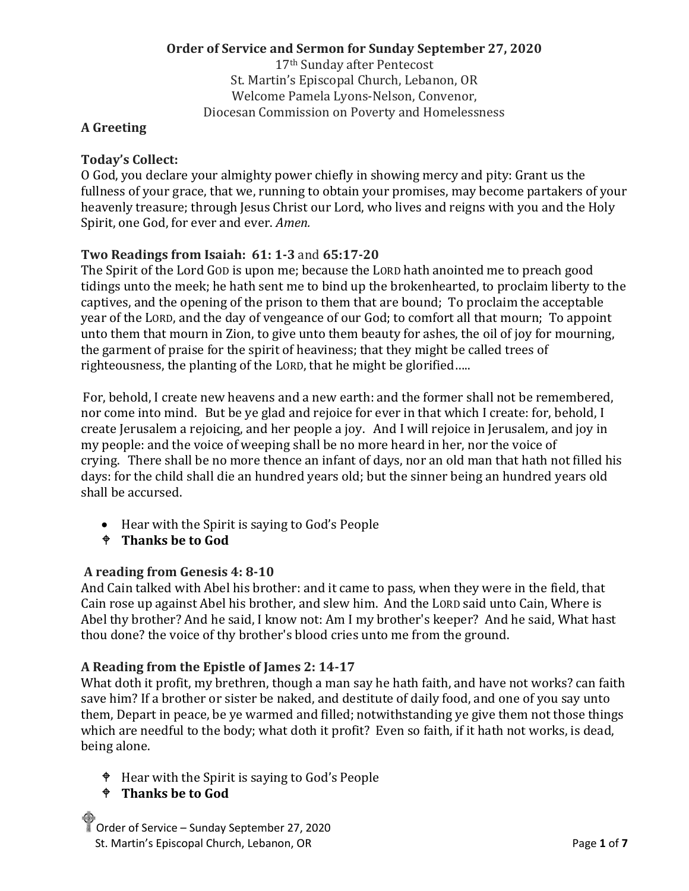**Order of Service and Sermon for Sunday September 27, 2020**

17th Sunday after Pentecost
St. Martin's Episcopal Church, Lebanon, OR
Welcome Pamela Lyons-Nelson, Convenor,
Diocesan Commission on Poverty and Homelessness

**A Greeting**

**Today's Collect:**
O God, you declare your almighty power chiefly in showing mercy and pity: Grant us the fullness of your grace, that we, running to obtain your promises, may become partakers of your heavenly treasure; through Jesus Christ our Lord, who lives and reigns with you and the Holy Spirit, one God, for ever and ever. *Amen.*

**Two Readings from Isaiah: 61: 1-3** and **65:17-20**
The Spirit of the Lord GOD is upon me; because the LORD hath anointed me to preach good tidings unto the meek; he hath sent me to bind up the brokenhearted, to proclaim liberty to the captives, and the opening of the prison to them that are bound; To proclaim the acceptable year of the LORD, and the day of vengeance of our God; to comfort all that mourn; To appoint unto them that mourn in Zion, to give unto them beauty for ashes, the oil of joy for mourning, the garment of praise for the spirit of heaviness; that they might be called trees of righteousness, the planting of the LORD, that he might be glorified.....

For, behold, I create new heavens and a new earth: and the former shall not be remembered, nor come into mind. But be ye glad and rejoice for ever in that which I create: for, behold, I create Jerusalem a rejoicing, and her people a joy. And I will rejoice in Jerusalem, and joy in my people: and the voice of weeping shall be no more heard in her, nor the voice of crying. There shall be no more thence an infant of days, nor an old man that hath not filled his days: for the child shall die an hundred years old; but the sinner being an hundred years old shall be accursed.

- Hear with the Spirit is saying to God's People
- **Thanks be to God**

**A reading from Genesis 4: 8-10**
And Cain talked with Abel his brother: and it came to pass, when they were in the field, that Cain rose up against Abel his brother, and slew him. And the LORD said unto Cain, Where is Abel thy brother? And he said, I know not: Am I my brother's keeper? And he said, What hast thou done? the voice of thy brother's blood cries unto me from the ground.

**A Reading from the Epistle of James 2: 14-17**
What doth it profit, my brethren, though a man say he hath faith, and have not works? can faith save him? If a brother or sister be naked, and destitute of daily food, and one of you say unto them, Depart in peace, be ye warmed and filled; notwithstanding ye give them not those things which are needful to the body; what doth it profit? Even so faith, if it hath not works, is dead, being alone.

- Hear with the Spirit is saying to God's People
- **Thanks be to God**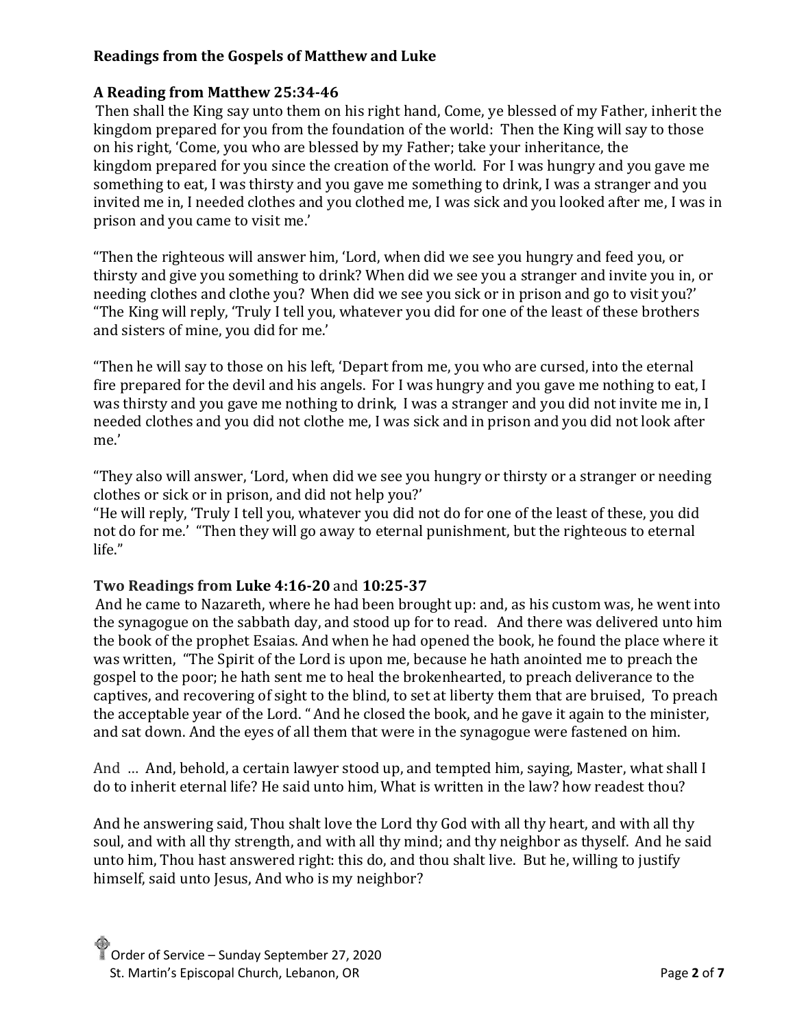**Readings from the Gospels of Matthew and Luke**

**A Reading from Matthew 25:34-46**

Then shall the King say unto them on his right hand, Come, ye blessed of my Father, inherit the kingdom prepared for you from the foundation of the world: Then the King will say to those on his right, 'Come, you who are blessed by my Father; take your inheritance, the kingdom prepared for you since the creation of the world. For I was hungry and you gave me something to eat, I was thirsty and you gave me something to drink, I was a stranger and you invited me in, I needed clothes and you clothed me, I was sick and you looked after me, I was in prison and you came to visit me.'

"Then the righteous will answer him, 'Lord, when did we see you hungry and feed you, or thirsty and give you something to drink? When did we see you a stranger and invite you in, or needing clothes and clothe you? When did we see you sick or in prison and go to visit you?' "The King will reply, 'Truly I tell you, whatever you did for one of the least of these brothers and sisters of mine, you did for me.'

"Then he will say to those on his left, 'Depart from me, you who are cursed, into the eternal fire prepared for the devil and his angels. For I was hungry and you gave me nothing to eat, I was thirsty and you gave me nothing to drink, I was a stranger and you did not invite me in, I needed clothes and you did not clothe me, I was sick and in prison and you did not look after me.'

"They also will answer, 'Lord, when did we see you hungry or thirsty or a stranger or needing clothes or sick or in prison, and did not help you?'
"He will reply, 'Truly I tell you, whatever you did not do for one of the least of these, you did not do for me.' "Then they will go away to eternal punishment, but the righteous to eternal life."

**Two Readings from Luke 4:16-20** and **10:25-37**

And he came to Nazareth, where he had been brought up: and, as his custom was, he went into the synagogue on the sabbath day, and stood up for to read. And there was delivered unto him the book of the prophet Esaias. And when he had opened the book, he found the place where it was written, "The Spirit of the Lord is upon me, because he hath anointed me to preach the gospel to the poor; he hath sent me to heal the brokenhearted, to preach deliverance to the captives, and recovering of sight to the blind, to set at liberty them that are bruised, To preach the acceptable year of the Lord. " And he closed the book, and he gave it again to the minister, and sat down. And the eyes of all them that were in the synagogue were fastened on him.

And ... And, behold, a certain lawyer stood up, and tempted him, saying, Master, what shall I do to inherit eternal life? He said unto him, What is written in the law? how readest thou?

And he answering said, Thou shalt love the Lord thy God with all thy heart, and with all thy soul, and with all thy strength, and with all thy mind; and thy neighbor as thyself. And he said unto him, Thou hast answered right: this do, and thou shalt live. But he, willing to justify himself, said unto Jesus, And who is my neighbor?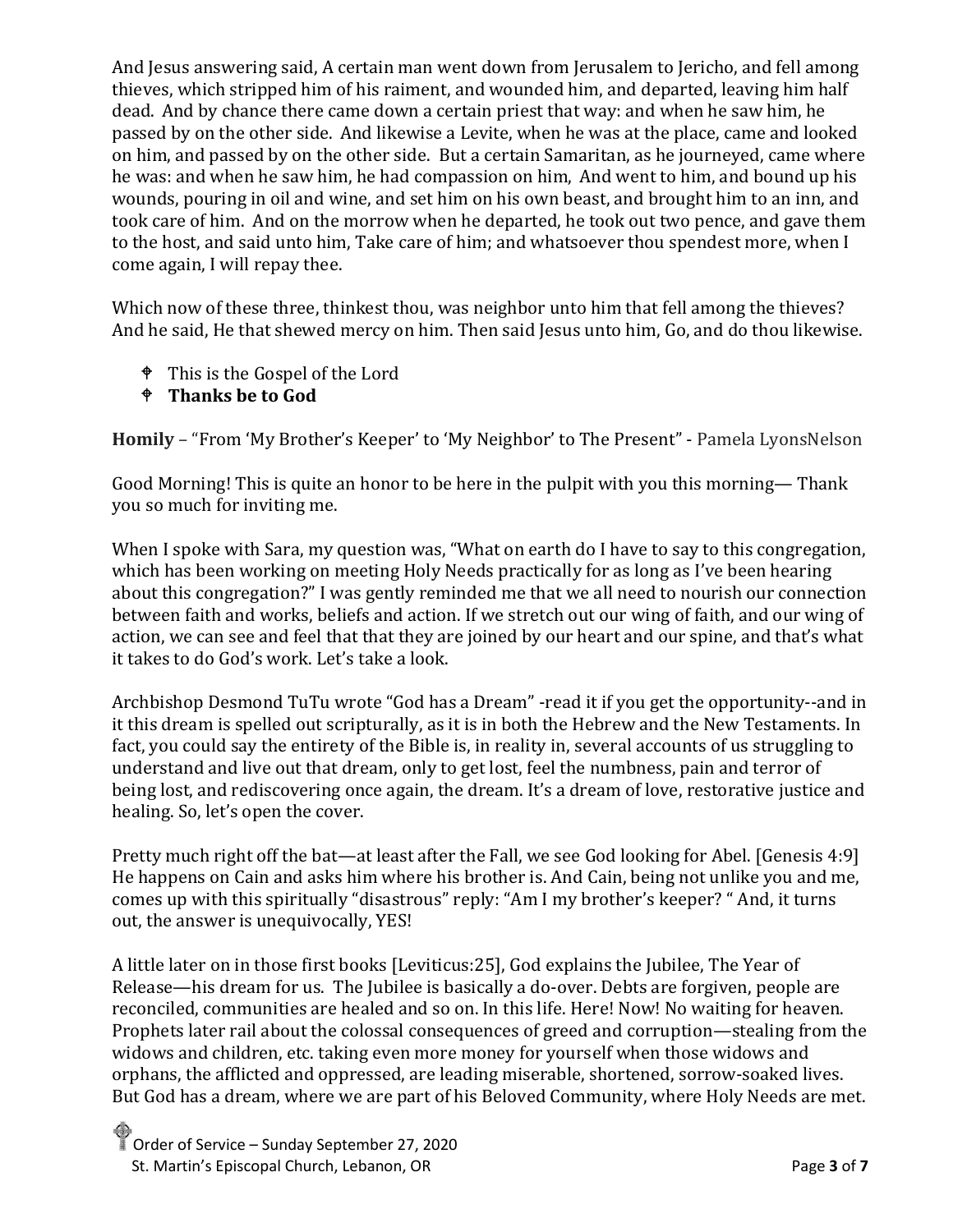And Jesus answering said, A certain man went down from Jerusalem to Jericho, and fell among thieves, which stripped him of his raiment, and wounded him, and departed, leaving him half dead. And by chance there came down a certain priest that way: and when he saw him, he passed by on the other side. And likewise a Levite, when he was at the place, came and looked on him, and passed by on the other side. But a certain Samaritan, as he journeyed, came where he was: and when he saw him, he had compassion on him, And went to him, and bound up his wounds, pouring in oil and wine, and set him on his own beast, and brought him to an inn, and took care of him. And on the morrow when he departed, he took out two pence, and gave them to the host, and said unto him, Take care of him; and whatsoever thou spendest more, when I come again, I will repay thee.

Which now of these three, thinkest thou, was neighbor unto him that fell among the thieves? And he said, He that shewed mercy on him. Then said Jesus unto him, Go, and do thou likewise.

- This is the Gospel of the Lord
- **Thanks be to God**

**Homily** – "From 'My Brother's Keeper' to 'My Neighbor' to The Present" - Pamela LyonsNelson

Good Morning! This is quite an honor to be here in the pulpit with you this morning— Thank you so much for inviting me.

When I spoke with Sara, my question was, "What on earth do I have to say to this congregation, which has been working on meeting Holy Needs practically for as long as I've been hearing about this congregation?" I was gently reminded me that we all need to nourish our connection between faith and works, beliefs and action. If we stretch out our wing of faith, and our wing of action, we can see and feel that that they are joined by our heart and our spine, and that's what it takes to do God's work. Let's take a look.

Archbishop Desmond TuTu wrote "God has a Dream" -read it if you get the opportunity--and in it this dream is spelled out scripturally, as it is in both the Hebrew and the New Testaments. In fact, you could say the entirety of the Bible is, in reality in, several accounts of us struggling to understand and live out that dream, only to get lost, feel the numbness, pain and terror of being lost, and rediscovering once again, the dream. It's a dream of love, restorative justice and healing. So, let's open the cover.

Pretty much right off the bat—at least after the Fall, we see God looking for Abel. [Genesis 4:9] He happens on Cain and asks him where his brother is. And Cain, being not unlike you and me, comes up with this spiritually "disastrous" reply: "Am I my brother's keeper? " And, it turns out, the answer is unequivocally, YES!

A little later on in those first books [Leviticus:25], God explains the Jubilee, The Year of Release—his dream for us. The Jubilee is basically a do-over. Debts are forgiven, people are reconciled, communities are healed and so on. In this life. Here! Now! No waiting for heaven. Prophets later rail about the colossal consequences of greed and corruption—stealing from the widows and children, etc. taking even more money for yourself when those widows and orphans, the afflicted and oppressed, are leading miserable, shortened, sorrow-soaked lives. But God has a dream, where we are part of his Beloved Community, where Holy Needs are met.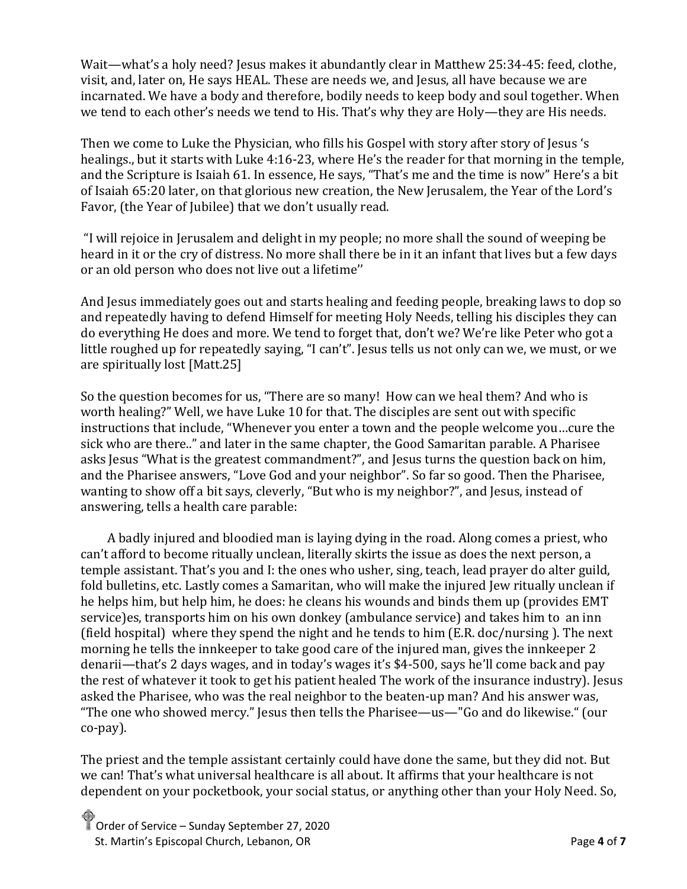Wait—what's a holy need? Jesus makes it abundantly clear in Matthew 25:34-45: feed, clothe, visit, and, later on, He says HEAL. These are needs we, and Jesus, all have because we are incarnated. We have a body and therefore, bodily needs to keep body and soul together. When we tend to each other's needs we tend to His. That's why they are Holy—they are His needs.

Then we come to Luke the Physician, who fills his Gospel with story after story of Jesus 's healings., but it starts with Luke 4:16-23, where He's the reader for that morning in the temple, and the Scripture is Isaiah 61. In essence, He says, "That's me and the time is now" Here's a bit of Isaiah 65:20 later, on that glorious new creation, the New Jerusalem, the Year of the Lord's Favor, (the Year of Jubilee) that we don't usually read.

"I will rejoice in Jerusalem and delight in my people; no more shall the sound of weeping be heard in it or the cry of distress. No more shall there be in it an infant that lives but a few days or an old person who does not live out a lifetime''

And Jesus immediately goes out and starts healing and feeding people, breaking laws to dop so and repeatedly having to defend Himself for meeting Holy Needs, telling his disciples they can do everything He does and more. We tend to forget that, don't we? We're like Peter who got a little roughed up for repeatedly saying, "I can't". Jesus tells us not only can we, we must, or we are spiritually lost [Matt.25]

So the question becomes for us, "There are so many! How can we heal them? And who is worth healing?" Well, we have Luke 10 for that. The disciples are sent out with specific instructions that include, "Whenever you enter a town and the people welcome you…cure the sick who are there.." and later in the same chapter, the Good Samaritan parable. A Pharisee asks Jesus "What is the greatest commandment?", and Jesus turns the question back on him, and the Pharisee answers, "Love God and your neighbor". So far so good. Then the Pharisee, wanting to show off a bit says, cleverly, "But who is my neighbor?", and Jesus, instead of answering, tells a health care parable:

A badly injured and bloodied man is laying dying in the road. Along comes a priest, who can't afford to become ritually unclean, literally skirts the issue as does the next person, a temple assistant. That's you and I: the ones who usher, sing, teach, lead prayer do alter guild, fold bulletins, etc. Lastly comes a Samaritan, who will make the injured Jew ritually unclean if he helps him, but help him, he does: he cleans his wounds and binds them up (provides EMT service)es, transports him on his own donkey (ambulance service) and takes him to an inn (field hospital) where they spend the night and he tends to him (E.R. doc/nursing ). The next morning he tells the innkeeper to take good care of the injured man, gives the innkeeper 2 denarii—that's 2 days wages, and in today's wages it's $4-500, says he'll come back and pay the rest of whatever it took to get his patient healed The work of the insurance industry). Jesus asked the Pharisee, who was the real neighbor to the beaten-up man? And his answer was, "The one who showed mercy." Jesus then tells the Pharisee—us—"Go and do likewise." (our co-pay).

The priest and the temple assistant certainly could have done the same, but they did not. But we can! That's what universal healthcare is all about. It affirms that your healthcare is not dependent on your pocketbook, your social status, or anything other than your Holy Need. So,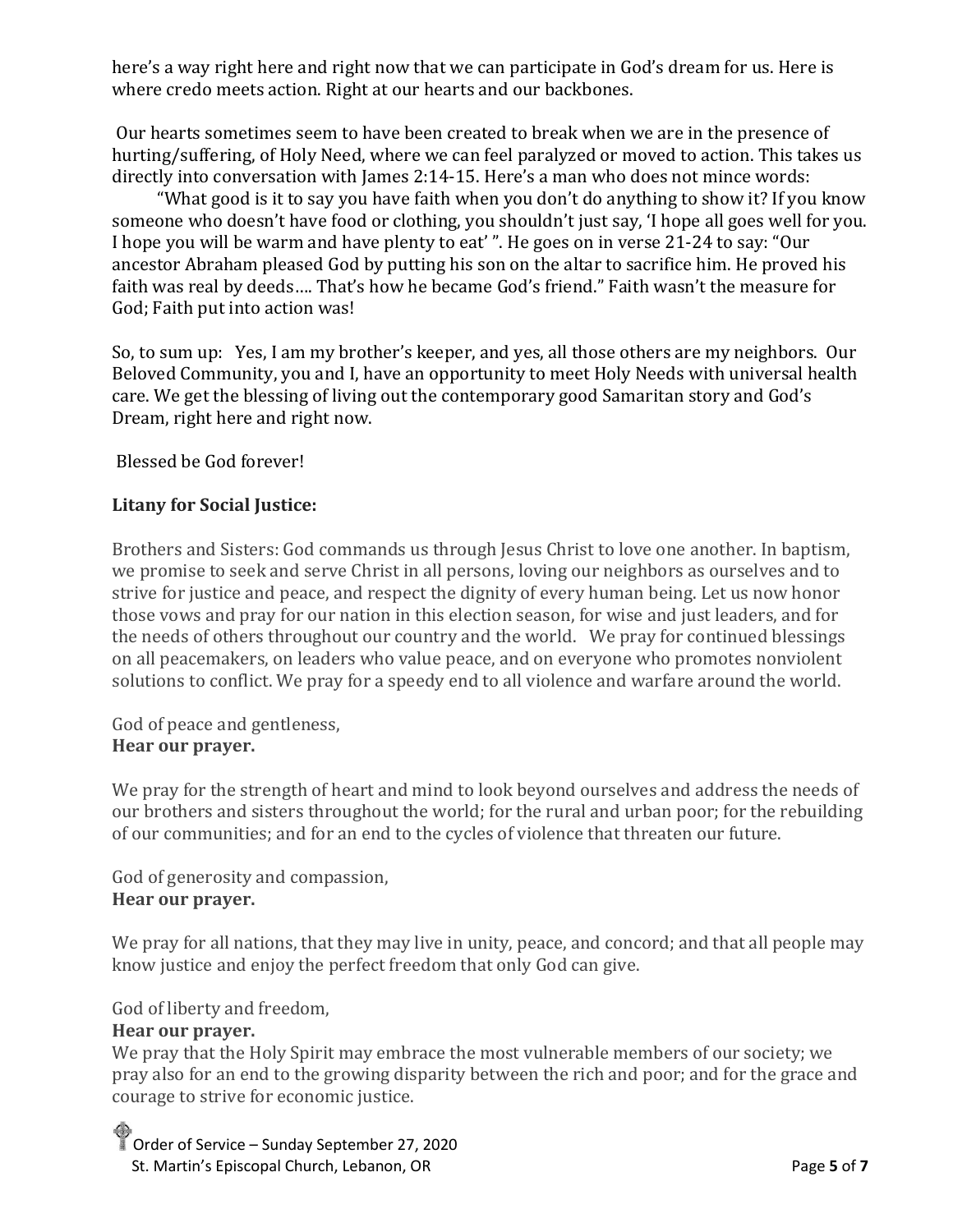here's a way right here and right now that we can participate in God's dream for us. Here is where credo meets action. Right at our hearts and our backbones.

Our hearts sometimes seem to have been created to break when we are in the presence of hurting/suffering, of Holy Need, where we can feel paralyzed or moved to action. This takes us directly into conversation with James 2:14-15. Here's a man who does not mince words:

"What good is it to say you have faith when you don't do anything to show it? If you know someone who doesn't have food or clothing, you shouldn't just say, 'I hope all goes well for you. I hope you will be warm and have plenty to eat' ". He goes on in verse 21-24 to say: "Our ancestor Abraham pleased God by putting his son on the altar to sacrifice him. He proved his faith was real by deeds…. That's how he became God's friend." Faith wasn't the measure for God; Faith put into action was!

So, to sum up: Yes, I am my brother's keeper, and yes, all those others are my neighbors. Our Beloved Community, you and I, have an opportunity to meet Holy Needs with universal health care. We get the blessing of living out the contemporary good Samaritan story and God's Dream, right here and right now.

Blessed be God forever!

**Litany for Social Justice:**

Brothers and Sisters: God commands us through Jesus Christ to love one another. In baptism, we promise to seek and serve Christ in all persons, loving our neighbors as ourselves and to strive for justice and peace, and respect the dignity of every human being. Let us now honor those vows and pray for our nation in this election season, for wise and just leaders, and for the needs of others throughout our country and the world. We pray for continued blessings on all peacemakers, on leaders who value peace, and on everyone who promotes nonviolent solutions to conflict. We pray for a speedy end to all violence and warfare around the world.

God of peace and gentleness,
**Hear our prayer.**

We pray for the strength of heart and mind to look beyond ourselves and address the needs of our brothers and sisters throughout the world; for the rural and urban poor; for the rebuilding of our communities; and for an end to the cycles of violence that threaten our future.

God of generosity and compassion,
**Hear our prayer.**

We pray for all nations, that they may live in unity, peace, and concord; and that all people may know justice and enjoy the perfect freedom that only God can give.

God of liberty and freedom,
**Hear our prayer.**

We pray that the Holy Spirit may embrace the most vulnerable members of our society; we pray also for an end to the growing disparity between the rich and poor; and for the grace and courage to strive for economic justice.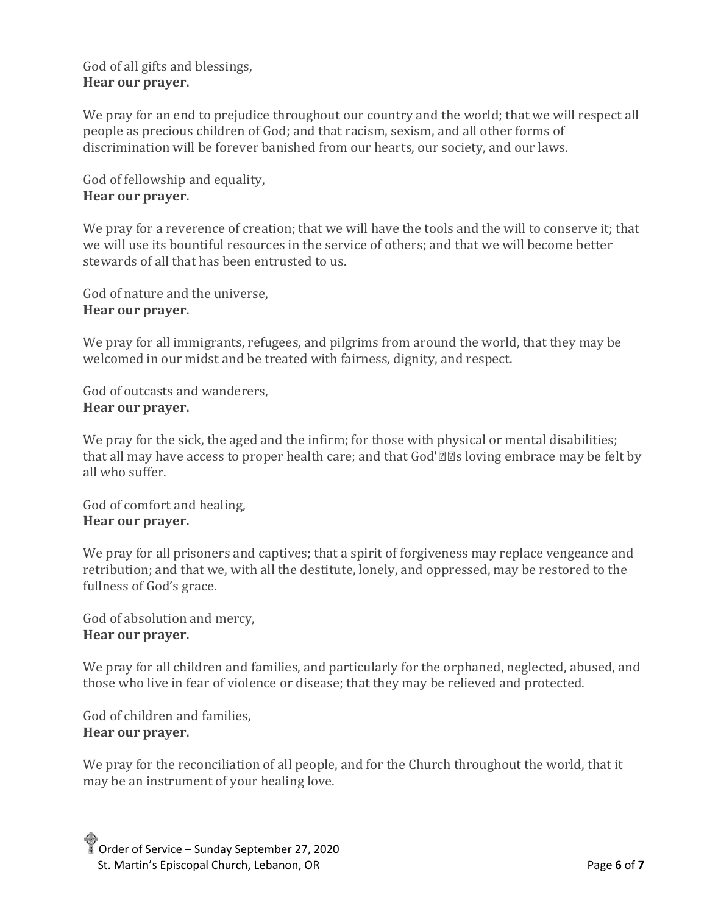God of all gifts and blessings,
**Hear our prayer.**

We pray for an end to prejudice throughout our country and the world; that we will respect all people as precious children of God; and that racism, sexism, and all other forms of discrimination will be forever banished from our hearts, our society, and our laws.

God of fellowship and equality,
**Hear our prayer.**

We pray for a reverence of creation; that we will have the tools and the will to conserve it; that we will use its bountiful resources in the service of others; and that we will become better stewards of all that has been entrusted to us.

God of nature and the universe,
**Hear our prayer.**

We pray for all immigrants, refugees, and pilgrims from around the world, that they may be welcomed in our midst and be treated with fairness, dignity, and respect.

God of outcasts and wanderers,
**Hear our prayer.**

We pray for the sick, the aged and the infirm; for those with physical or mental disabilities; that all may have access to proper health care; and that God's loving embrace may be felt by all who suffer.

God of comfort and healing,
**Hear our prayer.**

We pray for all prisoners and captives; that a spirit of forgiveness may replace vengeance and retribution; and that we, with all the destitute, lonely, and oppressed, may be restored to the fullness of God's grace.

God of absolution and mercy,
**Hear our prayer.**

We pray for all children and families, and particularly for the orphaned, neglected, abused, and those who live in fear of violence or disease; that they may be relieved and protected.

God of children and families,
**Hear our prayer.**

We pray for the reconciliation of all people, and for the Church throughout the world, that it may be an instrument of your healing love.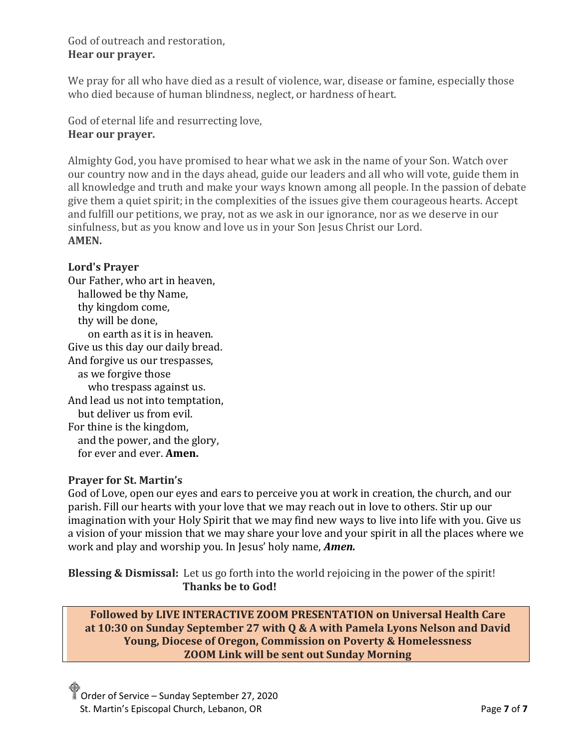God of outreach and restoration,
**Hear our prayer.**

We pray for all who have died as a result of violence, war, disease or famine, especially those who died because of human blindness, neglect, or hardness of heart.

God of eternal life and resurrecting love,
**Hear our prayer.**

Almighty God, you have promised to hear what we ask in the name of your Son. Watch over our country now and in the days ahead, guide our leaders and all who will vote, guide them in all knowledge and truth and make your ways known among all people. In the passion of debate give them a quiet spirit; in the complexities of the issues give them courageous hearts. Accept and fulfill our petitions, we pray, not as we ask in our ignorance, nor as we deserve in our sinfulness, but as you know and love us in your Son Jesus Christ our Lord.
**AMEN.**

**Lord's Prayer**

Our Father, who art in heaven,
hallowed be thy Name,
thy kingdom come,
thy will be done,
on earth as it is in heaven.
Give us this day our daily bread.
And forgive us our trespasses,
as we forgive those
who trespass against us.
And lead us not into temptation,
but deliver us from evil.
For thine is the kingdom,
and the power, and the glory,
for ever and ever. **Amen.**

**Prayer for St. Martin's**

God of Love, open our eyes and ears to perceive you at work in creation, the church, and our parish. Fill our hearts with your love that we may reach out in love to others. Stir up our imagination with your Holy Spirit that we may find new ways to live into life with you. Give us a vision of your mission that we may share your love and your spirit in all the places where we work and play and worship you. In Jesus' holy name, ***Amen.***

**Blessing & Dismissal:** Let us go forth into the world rejoicing in the power of the spirit!
**Thanks be to God!**

**Followed by LIVE INTERACTIVE ZOOM PRESENTATION on Universal Health Care at 10:30 on Sunday September 27 with Q & A with Pamela Lyons Nelson and David Young, Diocese of Oregon, Commission on Poverty & Homelessness**
**ZOOM Link will be sent out Sunday Morning**